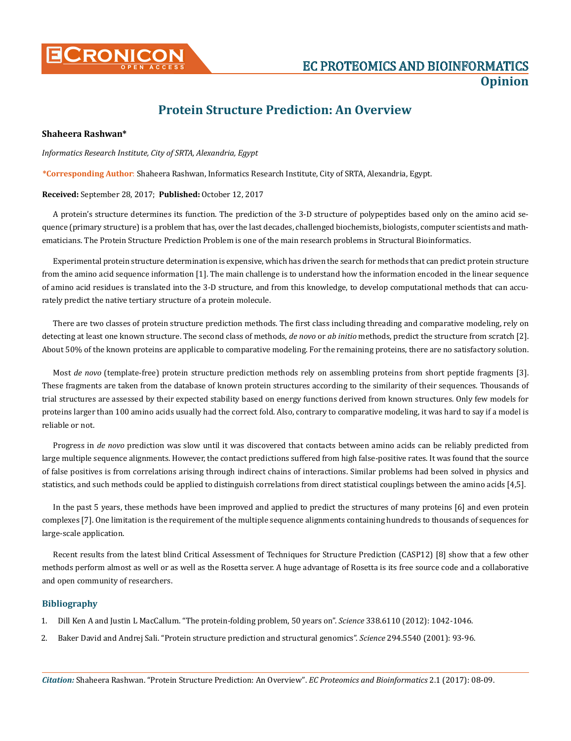# Protein Structure Prediction: An Overview

**Shaheera Rashwan***

*Informatics Research Institute, City of SRTA, Alexandria, Egypt*

**\*Corresponding Author**: Shaheera Rashwan, Informatics Research Institute, City of SRTA, Alexandria, Egypt.

**Received:** September 28, 2017; **Published:** October 12, 2017

A protein's structure determines its function. The prediction of the 3-D structure of polypeptides based only on the amino acid sequence (primary structure) is a problem that has, over the last decades, challenged biochemists, biologists, computer scientists and mathematicians. The Protein Structure Prediction Problem is one of the main research problems in Structural Bioinformatics.

Experimental protein structure determination is expensive, which has driven the search for methods that can predict protein structure from the amino acid sequence information [1]. The main challenge is to understand how the information encoded in the linear sequence of amino acid residues is translated into the 3-D structure, and from this knowledge, to develop computational methods that can accurately predict the native tertiary structure of a protein molecule.

There are two classes of protein structure prediction methods. The first class including threading and comparative modeling, rely on detecting at least one known structure. The second class of methods, *de novo* or *ab initio* methods, predict the structure from scratch [2]. About 50% of the known proteins are applicable to comparative modeling. For the remaining proteins, there are no satisfactory solution.

Most *de novo* (template-free) protein structure prediction methods rely on assembling proteins from short peptide fragments [3]. These fragments are taken from the database of known protein structures according to the similarity of their sequences. Thousands of trial structures are assessed by their expected stability based on energy functions derived from known structures. Only few models for proteins larger than 100 amino acids usually had the correct fold. Also, contrary to comparative modeling, it was hard to say if a model is reliable or not.

Progress in *de novo* prediction was slow until it was discovered that contacts between amino acids can be reliably predicted from large multiple sequence alignments. However, the contact predictions suffered from high false-positive rates. It was found that the source of false positives is from correlations arising through indirect chains of interactions. Similar problems had been solved in physics and statistics, and such methods could be applied to distinguish correlations from direct statistical couplings between the amino acids [4,5].

In the past 5 years, these methods have been improved and applied to predict the structures of many proteins [6] and even protein complexes [7]. One limitation is the requirement of the multiple sequence alignments containing hundreds to thousands of sequences for large-scale application.

Recent results from the latest blind Critical Assessment of Techniques for Structure Prediction (CASP12) [8] show that a few other methods perform almost as well or as well as the Rosetta server. A huge advantage of Rosetta is its free source code and a collaborative and open community of researchers.

## Bibliography

1. Dill Ken A and Justin L MacCallum. "The protein-folding problem, 50 years on". *Science* 338.6110 (2012): 1042-1046.
2. Baker David and Andrej Sali. "Protein structure prediction and structural genomics". *Science* 294.5540 (2001): 93-96.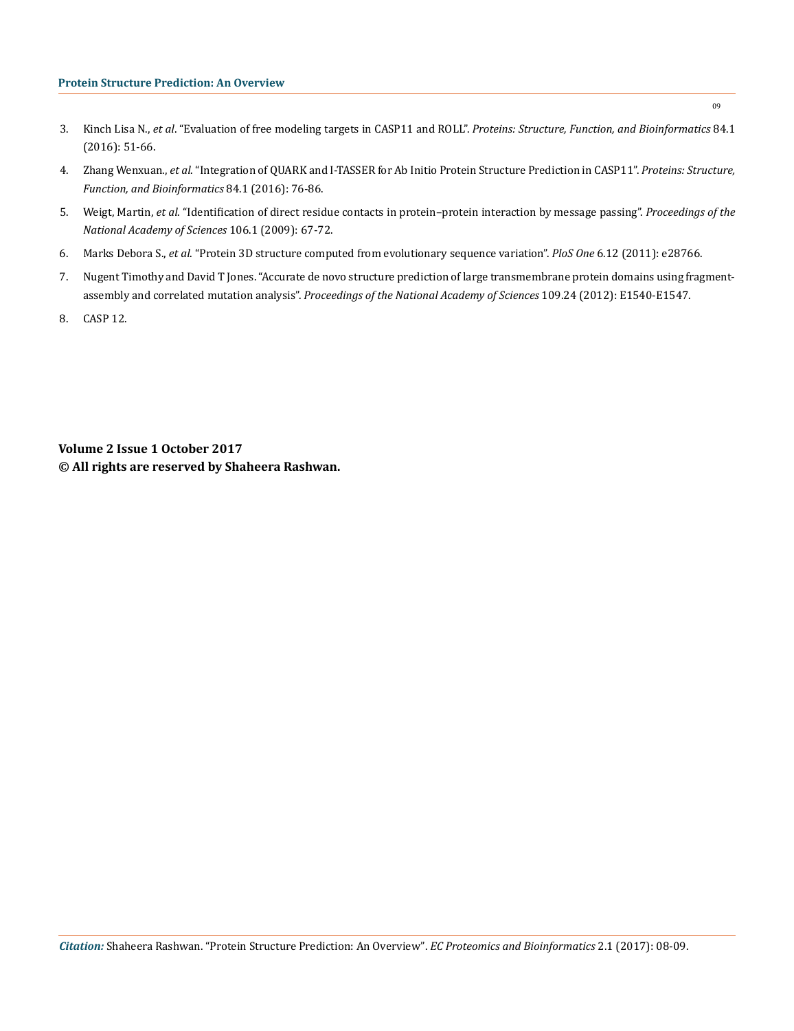3. Kinch Lisa N., *et al*. "Evaluation of free modeling targets in CASP11 and ROLL". *Proteins: Structure, Function, and Bioinformatics* 84.1 (2016): 51-66.

4. Zhang Wenxuan., *et al*. "Integration of QUARK and I-TASSER for Ab Initio Protein Structure Prediction in CASP11". *Proteins: Structure, Function, and Bioinformatics* 84.1 (2016): 76-86.

5. Weigt, Martin, *et al*. "Identification of direct residue contacts in protein–protein interaction by message passing". *Proceedings of the National Academy of Sciences* 106.1 (2009): 67-72.

6. Marks Debora S., *et al*. "Protein 3D structure computed from evolutionary sequence variation". *PloS One* 6.12 (2011): e28766.

7. Nugent Timothy and David T Jones. "Accurate de novo structure prediction of large transmembrane protein domains using fragment-assembly and correlated mutation analysis". *Proceedings of the National Academy of Sciences* 109.24 (2012): E1540-E1547.

8. CASP 12.

**Volume 2 Issue 1 October 2017**
**© All rights are reserved by Shaheera Rashwan.**